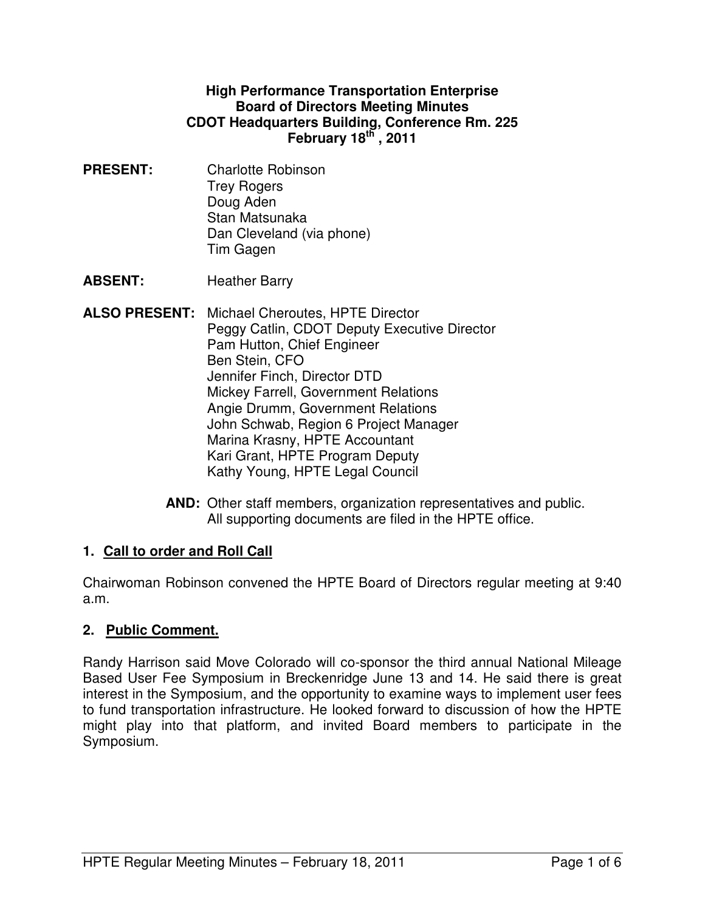# High Performance Transportation Enterprise
## Board of Directors Meeting Minutes
## CDOT Headquarters Building, Conference Rm. 225
## February 18th , 2011

**PRESENT:**
Charlotte Robinson
Trey Rogers
Doug Aden
Stan Matsunaka
Dan Cleveland (via phone)
Tim Gagen

**ABSENT:**
Heather Barry

**ALSO PRESENT:**
Michael Cheroutes, HPTE Director
Peggy Catlin, CDOT Deputy Executive Director
Pam Hutton, Chief Engineer
Ben Stein, CFO
Jennifer Finch, Director DTD
Mickey Farrell, Government Relations
Angie Drumm, Government Relations
John Schwab, Region 6 Project Manager
Marina Krasny, HPTE Accountant
Kari Grant, HPTE Program Deputy
Kathy Young, HPTE Legal Council

**AND:** Other staff members, organization representatives and public. All supporting documents are filed in the HPTE office.

### 1. Call to order and Roll Call

Chairwoman Robinson convened the HPTE Board of Directors regular meeting at 9:40 a.m.

### 2. Public Comment.

Randy Harrison said Move Colorado will co-sponsor the third annual National Mileage Based User Fee Symposium in Breckenridge June 13 and 14. He said there is great interest in the Symposium, and the opportunity to examine ways to implement user fees to fund transportation infrastructure. He looked forward to discussion of how the HPTE might play into that platform, and invited Board members to participate in the Symposium.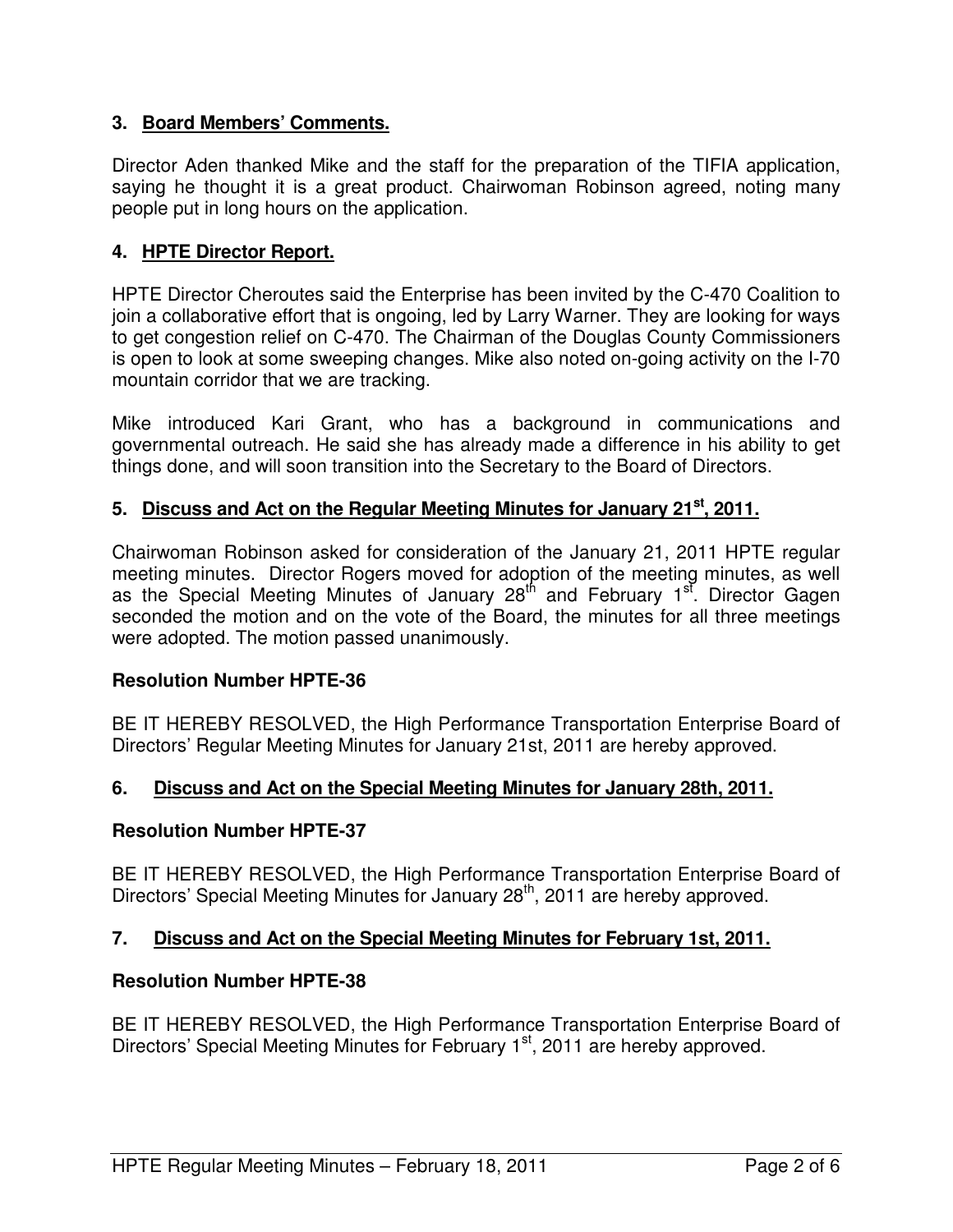## 3. Board Members' Comments.

Director Aden thanked Mike and the staff for the preparation of the TIFIA application, saying he thought it is a great product. Chairwoman Robinson agreed, noting many people put in long hours on the application.

## 4. HPTE Director Report.

HPTE Director Cheroutes said the Enterprise has been invited by the C-470 Coalition to join a collaborative effort that is ongoing, led by Larry Warner. They are looking for ways to get congestion relief on C-470. The Chairman of the Douglas County Commissioners is open to look at some sweeping changes. Mike also noted on-going activity on the I-70 mountain corridor that we are tracking.

Mike introduced Kari Grant, who has a background in communications and governmental outreach. He said she has already made a difference in his ability to get things done, and will soon transition into the Secretary to the Board of Directors.

## 5. Discuss and Act on the Regular Meeting Minutes for January 21st, 2011.

Chairwoman Robinson asked for consideration of the January 21, 2011 HPTE regular meeting minutes. Director Rogers moved for adoption of the meeting minutes, as well as the Special Meeting Minutes of January 28th and February 1st. Director Gagen seconded the motion and on the vote of the Board, the minutes for all three meetings were adopted. The motion passed unanimously.

**Resolution Number HPTE-36**

BE IT HEREBY RESOLVED, the High Performance Transportation Enterprise Board of Directors' Regular Meeting Minutes for January 21st, 2011 are hereby approved.

## 6. Discuss and Act on the Special Meeting Minutes for January 28th, 2011.

**Resolution Number HPTE-37**

BE IT HEREBY RESOLVED, the High Performance Transportation Enterprise Board of Directors' Special Meeting Minutes for January 28th, 2011 are hereby approved.

## 7. Discuss and Act on the Special Meeting Minutes for February 1st, 2011.

**Resolution Number HPTE-38**

BE IT HEREBY RESOLVED, the High Performance Transportation Enterprise Board of Directors' Special Meeting Minutes for February 1st, 2011 are hereby approved.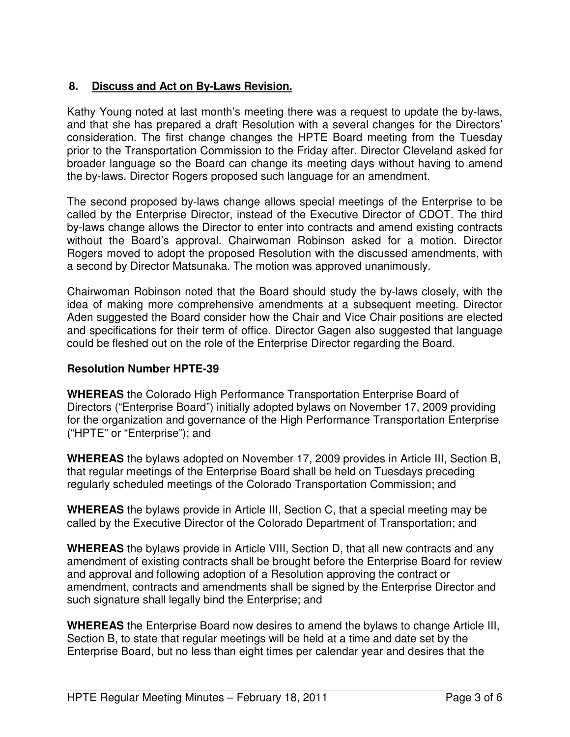## 8. Discuss and Act on By-Laws Revision.

Kathy Young noted at last month's meeting there was a request to update the by-laws, and that she has prepared a draft Resolution with a several changes for the Directors' consideration. The first change changes the HPTE Board meeting from the Tuesday prior to the Transportation Commission to the Friday after. Director Cleveland asked for broader language so the Board can change its meeting days without having to amend the by-laws. Director Rogers proposed such language for an amendment.

The second proposed by-laws change allows special meetings of the Enterprise to be called by the Enterprise Director, instead of the Executive Director of CDOT. The third by-laws change allows the Director to enter into contracts and amend existing contracts without the Board's approval. Chairwoman Robinson asked for a motion. Director Rogers moved to adopt the proposed Resolution with the discussed amendments, with a second by Director Matsunaka. The motion was approved unanimously.

Chairwoman Robinson noted that the Board should study the by-laws closely, with the idea of making more comprehensive amendments at a subsequent meeting. Director Aden suggested the Board consider how the Chair and Vice Chair positions are elected and specifications for their term of office. Director Gagen also suggested that language could be fleshed out on the role of the Enterprise Director regarding the Board.

### Resolution Number HPTE-39

**WHEREAS** the Colorado High Performance Transportation Enterprise Board of Directors ("Enterprise Board") initially adopted bylaws on November 17, 2009 providing for the organization and governance of the High Performance Transportation Enterprise ("HPTE" or "Enterprise"); and

**WHEREAS** the bylaws adopted on November 17, 2009 provides in Article III, Section B, that regular meetings of the Enterprise Board shall be held on Tuesdays preceding regularly scheduled meetings of the Colorado Transportation Commission; and

**WHEREAS** the bylaws provide in Article III, Section C, that a special meeting may be called by the Executive Director of the Colorado Department of Transportation; and

**WHEREAS** the bylaws provide in Article VIII, Section D, that all new contracts and any amendment of existing contracts shall be brought before the Enterprise Board for review and approval and following adoption of a Resolution approving the contract or amendment, contracts and amendments shall be signed by the Enterprise Director and such signature shall legally bind the Enterprise; and

**WHEREAS** the Enterprise Board now desires to amend the bylaws to change Article III, Section B, to state that regular meetings will be held at a time and date set by the Enterprise Board, but no less than eight times per calendar year and desires that the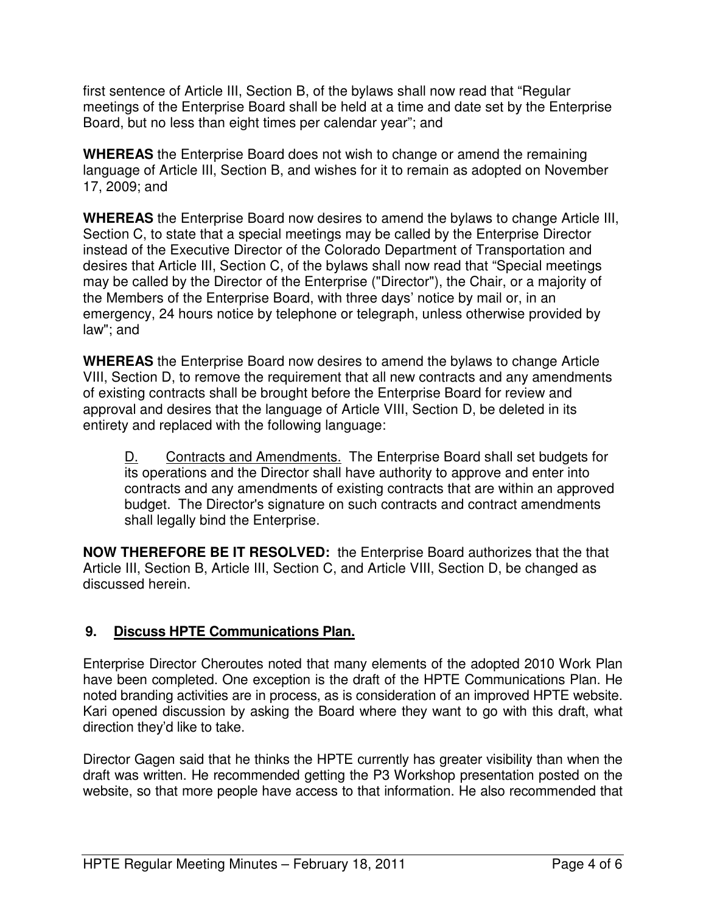first sentence of Article III, Section B, of the bylaws shall now read that "Regular meetings of the Enterprise Board shall be held at a time and date set by the Enterprise Board, but no less than eight times per calendar year"; and

**WHEREAS** the Enterprise Board does not wish to change or amend the remaining language of Article III, Section B, and wishes for it to remain as adopted on November 17, 2009; and

**WHEREAS** the Enterprise Board now desires to amend the bylaws to change Article III, Section C, to state that a special meetings may be called by the Enterprise Director instead of the Executive Director of the Colorado Department of Transportation and desires that Article III, Section C, of the bylaws shall now read that "Special meetings may be called by the Director of the Enterprise ("Director"), the Chair, or a majority of the Members of the Enterprise Board, with three days' notice by mail or, in an emergency, 24 hours notice by telephone or telegraph, unless otherwise provided by law"; and

**WHEREAS** the Enterprise Board now desires to amend the bylaws to change Article VIII, Section D, to remove the requirement that all new contracts and any amendments of existing contracts shall be brought before the Enterprise Board for review and approval and desires that the language of Article VIII, Section D, be deleted in its entirety and replaced with the following language:

> D. Contracts and Amendments. The Enterprise Board shall set budgets for its operations and the Director shall have authority to approve and enter into contracts and any amendments of existing contracts that are within an approved budget. The Director's signature on such contracts and contract amendments shall legally bind the Enterprise.

**NOW THEREFORE BE IT RESOLVED:** the Enterprise Board authorizes that the that Article III, Section B, Article III, Section C, and Article VIII, Section D, be changed as discussed herein.

## 9. Discuss HPTE Communications Plan.

Enterprise Director Cheroutes noted that many elements of the adopted 2010 Work Plan have been completed. One exception is the draft of the HPTE Communications Plan. He noted branding activities are in process, as is consideration of an improved HPTE website. Kari opened discussion by asking the Board where they want to go with this draft, what direction they'd like to take.

Director Gagen said that he thinks the HPTE currently has greater visibility than when the draft was written. He recommended getting the P3 Workshop presentation posted on the website, so that more people have access to that information. He also recommended that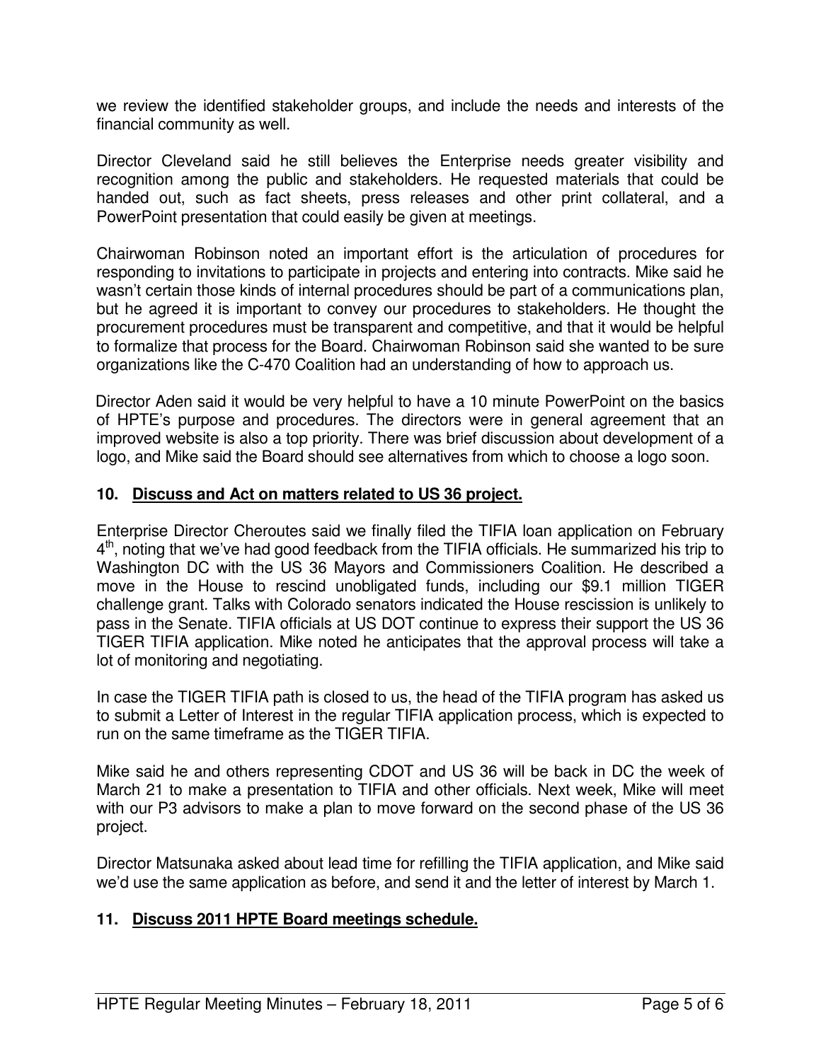we review the identified stakeholder groups, and include the needs and interests of the financial community as well.

Director Cleveland said he still believes the Enterprise needs greater visibility and recognition among the public and stakeholders. He requested materials that could be handed out, such as fact sheets, press releases and other print collateral, and a PowerPoint presentation that could easily be given at meetings.

Chairwoman Robinson noted an important effort is the articulation of procedures for responding to invitations to participate in projects and entering into contracts. Mike said he wasn't certain those kinds of internal procedures should be part of a communications plan, but he agreed it is important to convey our procedures to stakeholders. He thought the procurement procedures must be transparent and competitive, and that it would be helpful to formalize that process for the Board. Chairwoman Robinson said she wanted to be sure organizations like the C-470 Coalition had an understanding of how to approach us.

Director Aden said it would be very helpful to have a 10 minute PowerPoint on the basics of HPTE's purpose and procedures. The directors were in general agreement that an improved website is also a top priority. There was brief discussion about development of a logo, and Mike said the Board should see alternatives from which to choose a logo soon.

## 10. Discuss and Act on matters related to US 36 project.

Enterprise Director Cheroutes said we finally filed the TIFIA loan application on February 4th, noting that we've had good feedback from the TIFIA officials. He summarized his trip to Washington DC with the US 36 Mayors and Commissioners Coalition. He described a move in the House to rescind unobligated funds, including our \$9.1 million TIGER challenge grant. Talks with Colorado senators indicated the House rescission is unlikely to pass in the Senate. TIFIA officials at US DOT continue to express their support the US 36 TIGER TIFIA application. Mike noted he anticipates that the approval process will take a lot of monitoring and negotiating.

In case the TIGER TIFIA path is closed to us, the head of the TIFIA program has asked us to submit a Letter of Interest in the regular TIFIA application process, which is expected to run on the same timeframe as the TIGER TIFIA.

Mike said he and others representing CDOT and US 36 will be back in DC the week of March 21 to make a presentation to TIFIA and other officials. Next week, Mike will meet with our P3 advisors to make a plan to move forward on the second phase of the US 36 project.

Director Matsunaka asked about lead time for refilling the TIFIA application, and Mike said we'd use the same application as before, and send it and the letter of interest by March 1.

## 11. Discuss 2011 HPTE Board meetings schedule.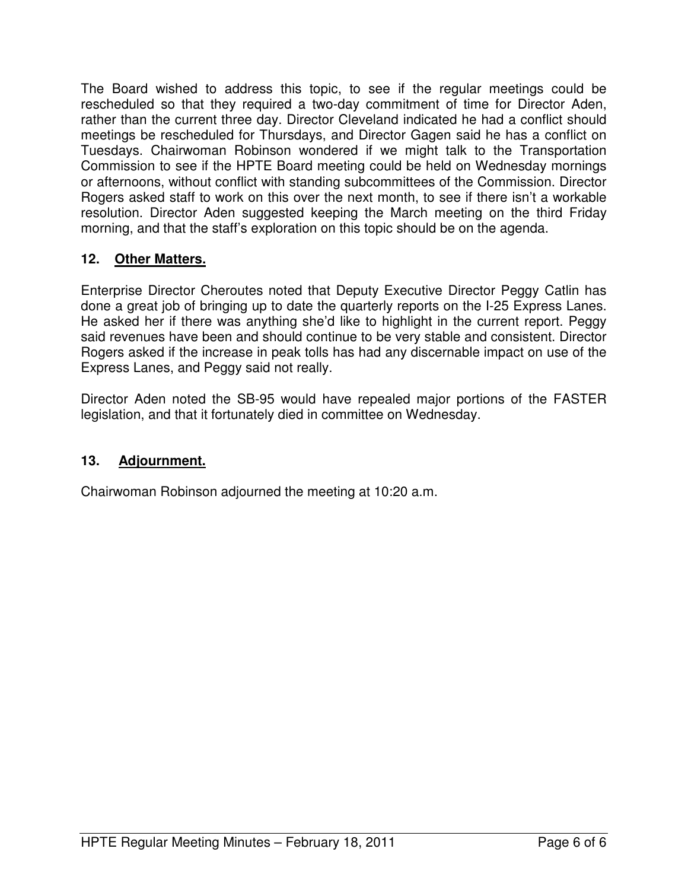The Board wished to address this topic, to see if the regular meetings could be rescheduled so that they required a two-day commitment of time for Director Aden, rather than the current three day. Director Cleveland indicated he had a conflict should meetings be rescheduled for Thursdays, and Director Gagen said he has a conflict on Tuesdays. Chairwoman Robinson wondered if we might talk to the Transportation Commission to see if the HPTE Board meeting could be held on Wednesday mornings or afternoons, without conflict with standing subcommittees of the Commission. Director Rogers asked staff to work on this over the next month, to see if there isn't a workable resolution. Director Aden suggested keeping the March meeting on the third Friday morning, and that the staff's exploration on this topic should be on the agenda.

## 12. **Other Matters.**

Enterprise Director Cheroutes noted that Deputy Executive Director Peggy Catlin has done a great job of bringing up to date the quarterly reports on the I-25 Express Lanes. He asked her if there was anything she'd like to highlight in the current report. Peggy said revenues have been and should continue to be very stable and consistent. Director Rogers asked if the increase in peak tolls has had any discernable impact on use of the Express Lanes, and Peggy said not really.

Director Aden noted the SB-95 would have repealed major portions of the FASTER legislation, and that it fortunately died in committee on Wednesday.

## 13. **Adjournment.**

Chairwoman Robinson adjourned the meeting at 10:20 a.m.